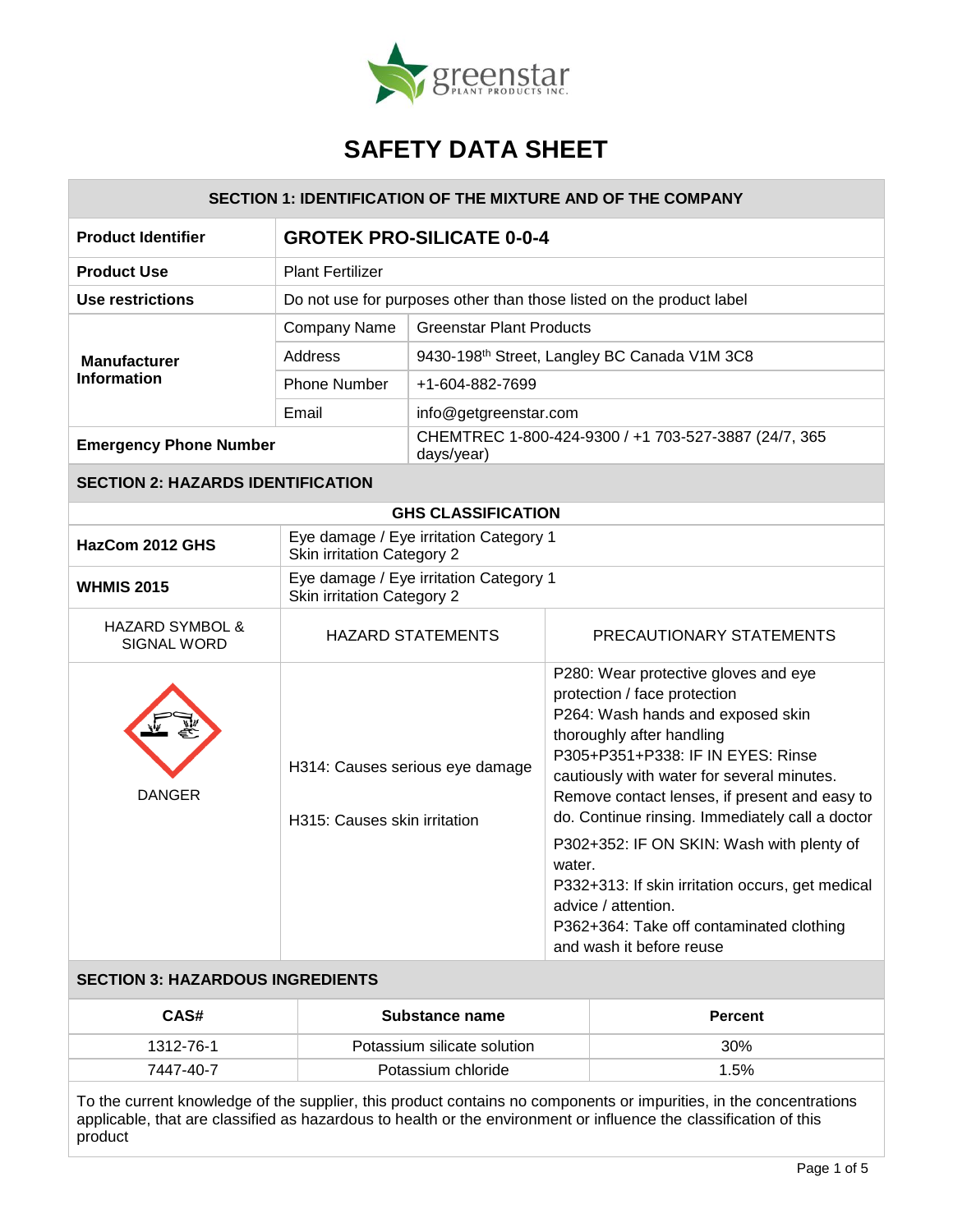# SAFETY DATA SHEET

## SECTION 1: IDENTIFICATION OF THE MIXTURE AND OF THE COMPANY

| | | |
|---|---|---|
| **Product Identifier** | **GROTEK PRO-SILICATE 0-0-4** | |
| **Product Use** | Plant Fertilizer | |
| **Use restrictions** | Do not use for purposes other than those listed on the product label | |
| **Manufacturer Information** | Company Name | Greenstar Plant Products |
| | Address | 9430-198th Street, Langley BC Canada V1M 3C8 |
| | Phone Number | +1-604-882-7699 |
| | Email | info@getgreenstar.com |
| **Emergency Phone Number** | | CHEMTREC 1-800-424-9300 / +1 703-527-3887 (24/7, 365 days/year) |

## SECTION 2: HAZARDS IDENTIFICATION

**GHS CLASSIFICATION**

| | |
|---|---|
| **HazCom 2012 GHS** | Eye damage / Eye irritation Category 1<br>Skin irritation Category 2 |
| **WHMIS 2015** | Eye damage / Eye irritation Category 1<br>Skin irritation Category 2 |

| HAZARD SYMBOL & SIGNAL WORD | HAZARD STATEMENTS | PRECAUTIONARY STATEMENTS |
|---|---|---|
| DANGER | H314: Causes serious eye damage<br><br>H315: Causes skin irritation | P280: Wear protective gloves and eye protection / face protection<br>P264: Wash hands and exposed skin thoroughly after handling<br>P305+P351+P338: IF IN EYES: Rinse cautiously with water for several minutes. Remove contact lenses, if present and easy to do. Continue rinsing. Immediately call a doctor<br>P302+352: IF ON SKIN: Wash with plenty of water.<br>P332+313: If skin irritation occurs, get medical advice / attention.<br>P362+364: Take off contaminated clothing and wash it before reuse |

## SECTION 3: HAZARDOUS INGREDIENTS

| CAS# | Substance name | Percent |
|---|---|---|
| 1312-76-1 | Potassium silicate solution | 30% |
| 7447-40-7 | Potassium chloride | 1.5% |

To the current knowledge of the supplier, this product contains no components or impurities, in the concentrations applicable, that are classified as hazardous to health or the environment or influence the classification of this product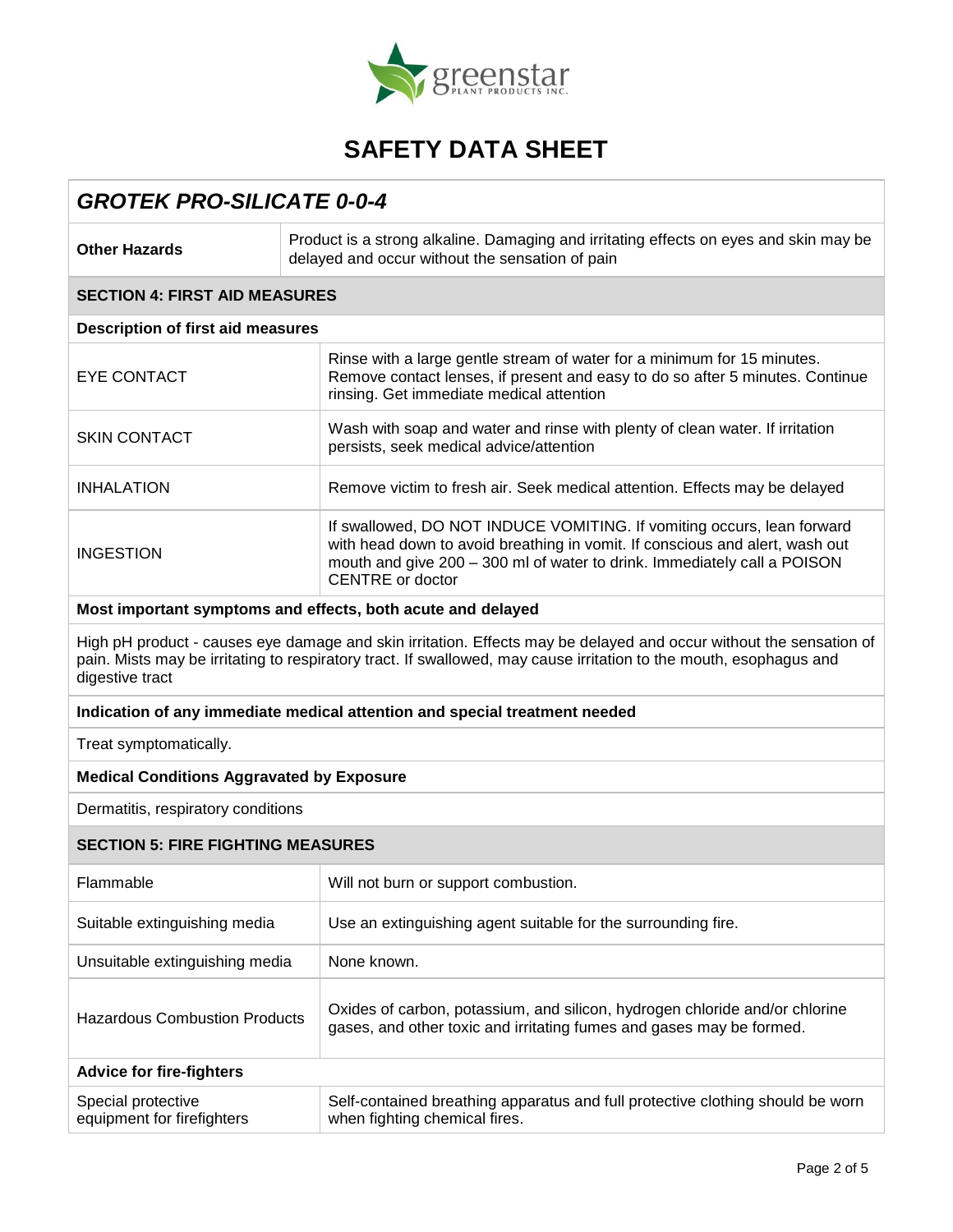# SAFETY DATA SHEET

## GROTEK PRO-SILICATE 0-0-4

| **Other Hazards** | Product is a strong alkaline. Damaging and irritating effects on eyes and skin may be delayed and occur without the sensation of pain |
|---|---|

### SECTION 4: FIRST AID MEASURES

**Description of first aid measures**

| | |
|---|---|
| EYE CONTACT | Rinse with a large gentle stream of water for a minimum for 15 minutes. Remove contact lenses, if present and easy to do so after 5 minutes. Continue rinsing. Get immediate medical attention |
| SKIN CONTACT | Wash with soap and water and rinse with plenty of clean water. If irritation persists, seek medical advice/attention |
| INHALATION | Remove victim to fresh air. Seek medical attention. Effects may be delayed |
| INGESTION | If swallowed, DO NOT INDUCE VOMITING. If vomiting occurs, lean forward with head down to avoid breathing in vomit. If conscious and alert, wash out mouth and give 200 – 300 ml of water to drink. Immediately call a POISON CENTRE or doctor |

**Most important symptoms and effects, both acute and delayed**

High pH product - causes eye damage and skin irritation. Effects may be delayed and occur without the sensation of pain. Mists may be irritating to respiratory tract. If swallowed, may cause irritation to the mouth, esophagus and digestive tract

**Indication of any immediate medical attention and special treatment needed**

Treat symptomatically.

**Medical Conditions Aggravated by Exposure**

Dermatitis, respiratory conditions

### SECTION 5: FIRE FIGHTING MEASURES

| | |
|---|---|
| Flammable | Will not burn or support combustion. |
| Suitable extinguishing media | Use an extinguishing agent suitable for the surrounding fire. |
| Unsuitable extinguishing media | None known. |
| Hazardous Combustion Products | Oxides of carbon, potassium, and silicon, hydrogen chloride and/or chlorine gases, and other toxic and irritating fumes and gases may be formed. |

**Advice for fire-fighters**

| | |
|---|---|
| Special protective equipment for firefighters | Self-contained breathing apparatus and full protective clothing should be worn when fighting chemical fires. |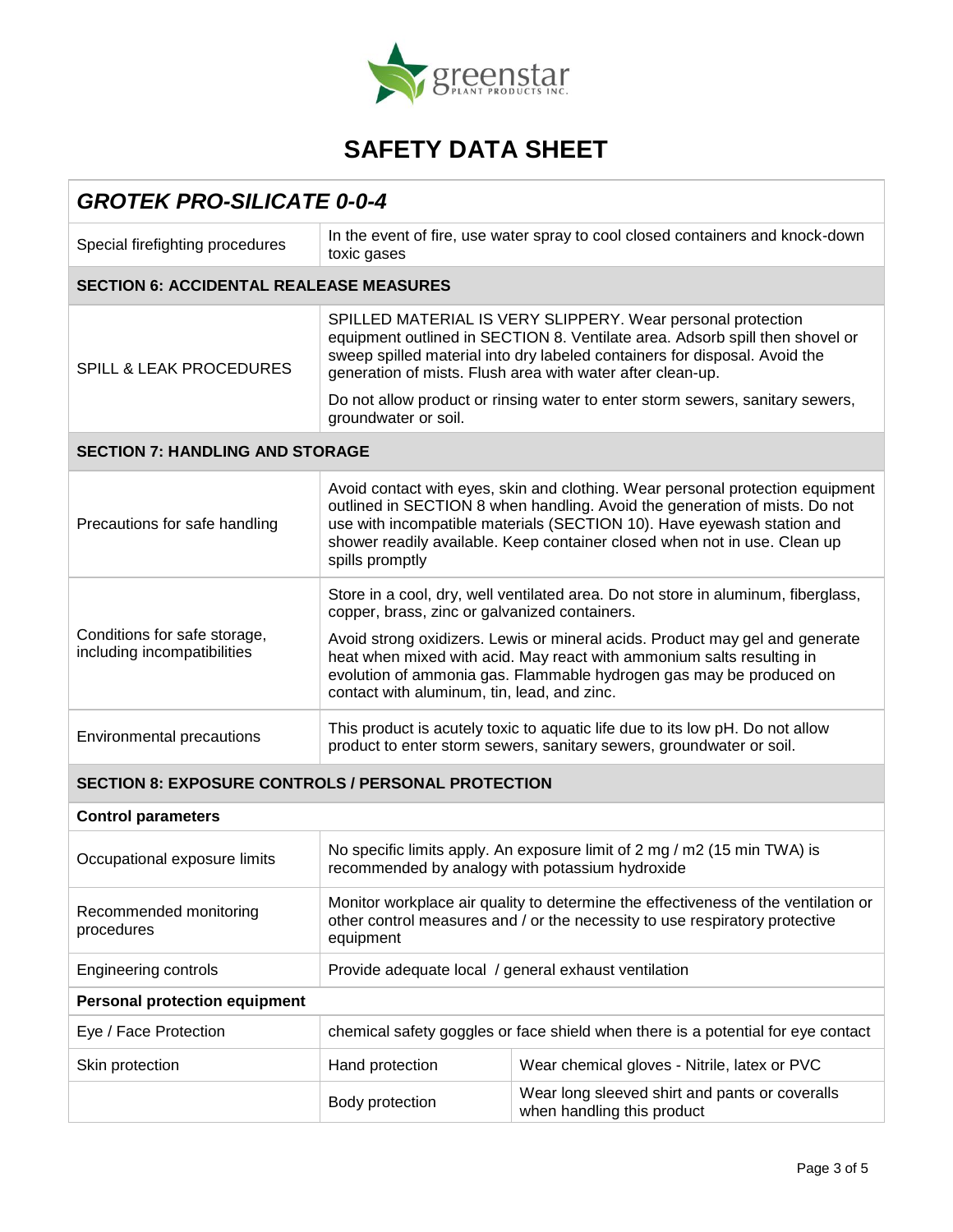# SAFETY DATA SHEET

## *GROTEK PRO-SILICATE 0-0-4*

| | |
|---|---|
| Special firefighting procedures | In the event of fire, use water spray to cool closed containers and knock-down toxic gases |

### SECTION 6: ACCIDENTAL REALEASE MEASURES

| | |
|---|---|
| SPILL & LEAK PROCEDURES | SPILLED MATERIAL IS VERY SLIPPERY. Wear personal protection equipment outlined in SECTION 8. Ventilate area. Adsorb spill then shovel or sweep spilled material into dry labeled containers for disposal. Avoid the generation of mists. Flush area with water after clean-up.<br><br>Do not allow product or rinsing water to enter storm sewers, sanitary sewers, groundwater or soil. |

### SECTION 7: HANDLING AND STORAGE

| | |
|---|---|
| Precautions for safe handling | Avoid contact with eyes, skin and clothing. Wear personal protection equipment outlined in SECTION 8 when handling. Avoid the generation of mists. Do not use with incompatible materials (SECTION 10). Have eyewash station and shower readily available. Keep container closed when not in use. Clean up spills promptly |
| Conditions for safe storage, including incompatibilities | Store in a cool, dry, well ventilated area. Do not store in aluminum, fiberglass, copper, brass, zinc or galvanized containers.<br><br>Avoid strong oxidizers. Lewis or mineral acids. Product may gel and generate heat when mixed with acid. May react with ammonium salts resulting in evolution of ammonia gas. Flammable hydrogen gas may be produced on contact with aluminum, tin, lead, and zinc. |
| Environmental precautions | This product is acutely toxic to aquatic life due to its low pH. Do not allow product to enter storm sewers, sanitary sewers, groundwater or soil. |

### SECTION 8: EXPOSURE CONTROLS / PERSONAL PROTECTION

| | | |
|---|---|---|
| **Control parameters** | | |
| Occupational exposure limits | No specific limits apply. An exposure limit of 2 mg / m2 (15 min TWA) is recommended by analogy with potassium hydroxide | |
| Recommended monitoring procedures | Monitor workplace air quality to determine the effectiveness of the ventilation or other control measures and / or the necessity to use respiratory protective equipment | |
| Engineering controls | Provide adequate local / general exhaust ventilation | |
| **Personal protection equipment** | | |
| Eye / Face Protection | chemical safety goggles or face shield when there is a potential for eye contact | |
| Skin protection | Hand protection | Wear chemical gloves - Nitrile, latex or PVC |
| | Body protection | Wear long sleeved shirt and pants or coveralls when handling this product |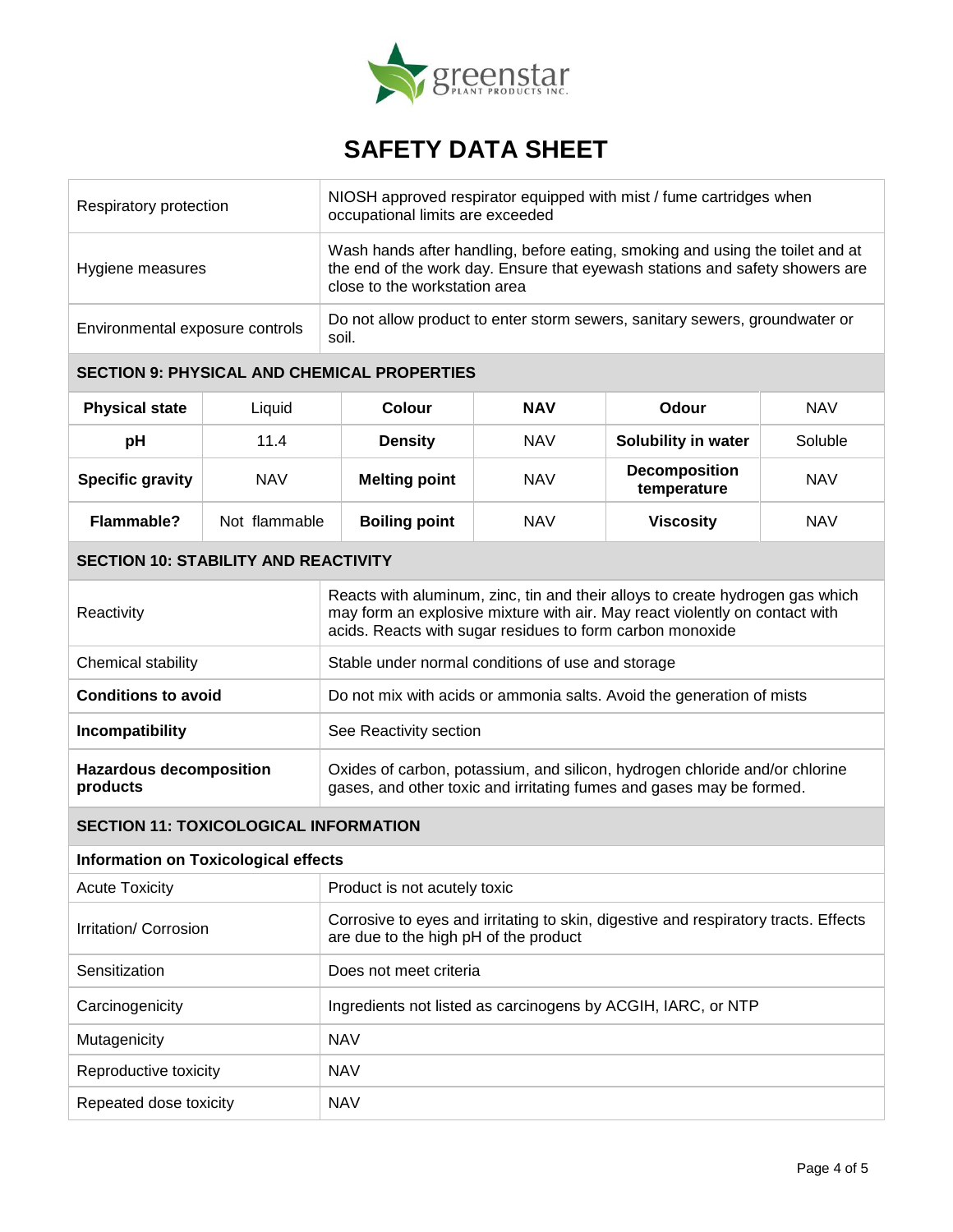# SAFETY DATA SHEET

| | |
|---|---|
| Respiratory protection | NIOSH approved respirator equipped with mist / fume cartridges when occupational limits are exceeded |
| Hygiene measures | Wash hands after handling, before eating, smoking and using the toilet and at the end of the work day. Ensure that eyewash stations and safety showers are close to the workstation area |
| Environmental exposure controls | Do not allow product to enter storm sewers, sanitary sewers, groundwater or soil. |

## SECTION 9: PHYSICAL AND CHEMICAL PROPERTIES

| **Physical state** | Liquid | **Colour** | **NAV** | **Odour** | NAV |
|---|---|---|---|---|---|
| **pH** | 11.4 | **Density** | NAV | **Solubility in water** | Soluble |
| **Specific gravity** | NAV | **Melting point** | NAV | **Decomposition temperature** | NAV |
| **Flammable?** | Not flammable | **Boiling point** | NAV | **Viscosity** | NAV |

## SECTION 10: STABILITY AND REACTIVITY

| | |
|---|---|
| Reactivity | Reacts with aluminum, zinc, tin and their alloys to create hydrogen gas which may form an explosive mixture with air. May react violently on contact with acids. Reacts with sugar residues to form carbon monoxide |
| Chemical stability | Stable under normal conditions of use and storage |
| **Conditions to avoid** | Do not mix with acids or ammonia salts. Avoid the generation of mists |
| **Incompatibility** | See Reactivity section |
| **Hazardous decomposition products** | Oxides of carbon, potassium, and silicon, hydrogen chloride and/or chlorine gases, and other toxic and irritating fumes and gases may be formed. |

## SECTION 11: TOXICOLOGICAL INFORMATION

**Information on Toxicological effects**

| | |
|---|---|
| Acute Toxicity | Product is not acutely toxic |
| Irritation/ Corrosion | Corrosive to eyes and irritating to skin, digestive and respiratory tracts. Effects are due to the high pH of the product |
| Sensitization | Does not meet criteria |
| Carcinogenicity | Ingredients not listed as carcinogens by ACGIH, IARC, or NTP |
| Mutagenicity | NAV |
| Reproductive toxicity | NAV |
| Repeated dose toxicity | NAV |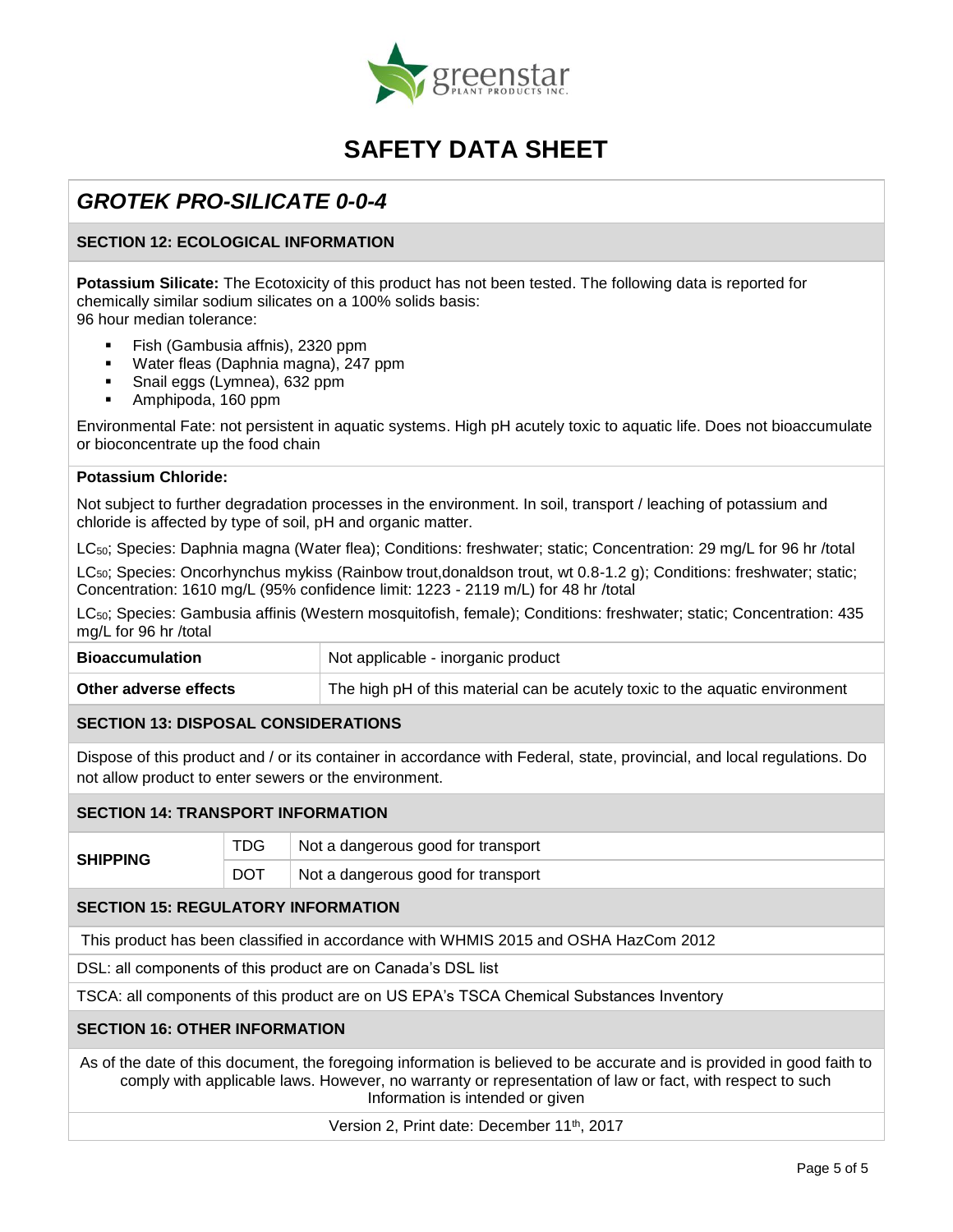# SAFETY DATA SHEET

## *GROTEK PRO-SILICATE 0-0-4*

### SECTION 12: ECOLOGICAL INFORMATION

**Potassium Silicate:** The Ecotoxicity of this product has not been tested. The following data is reported for chemically similar sodium silicates on a 100% solids basis:
96 hour median tolerance:

- Fish (Gambusia affnis), 2320 ppm
- Water fleas (Daphnia magna), 247 ppm
- Snail eggs (Lymnea), 632 ppm
- Amphipoda, 160 ppm

Environmental Fate: not persistent in aquatic systems. High pH acutely toxic to aquatic life. Does not bioaccumulate or bioconcentrate up the food chain

**Potassium Chloride:**

Not subject to further degradation processes in the environment. In soil, transport / leaching of potassium and chloride is affected by type of soil, pH and organic matter.

$LC_{50}$; Species: Daphnia magna (Water flea); Conditions: freshwater; static; Concentration: 29 mg/L for 96 hr /total

$LC_{50}$; Species: Oncorhynchus mykiss (Rainbow trout,donaldson trout, wt 0.8-1.2 g); Conditions: freshwater; static; Concentration: 1610 mg/L (95% confidence limit: 1223 - 2119 m/L) for 48 hr /total

$LC_{50}$; Species: Gambusia affinis (Western mosquitofish, female); Conditions: freshwater; static; Concentration: 435 mg/L for 96 hr /total

| | |
|---|---|
| **Bioaccumulation** | Not applicable - inorganic product |
| **Other adverse effects** | The high pH of this material can be acutely toxic to the aquatic environment |

### SECTION 13: DISPOSAL CONSIDERATIONS

Dispose of this product and / or its container in accordance with Federal, state, provincial, and local regulations. Do not allow product to enter sewers or the environment.

### SECTION 14: TRANSPORT INFORMATION

| | | |
|---|---|---|
| **SHIPPING** | TDG | Not a dangerous good for transport |
| | DOT | Not a dangerous good for transport |

### SECTION 15: REGULATORY INFORMATION

This product has been classified in accordance with WHMIS 2015 and OSHA HazCom 2012

DSL: all components of this product are on Canada's DSL list

TSCA: all components of this product are on US EPA's TSCA Chemical Substances Inventory

### SECTION 16: OTHER INFORMATION

As of the date of this document, the foregoing information is believed to be accurate and is provided in good faith to comply with applicable laws. However, no warranty or representation of law or fact, with respect to such Information is intended or given

Version 2, Print date: December 11th, 2017